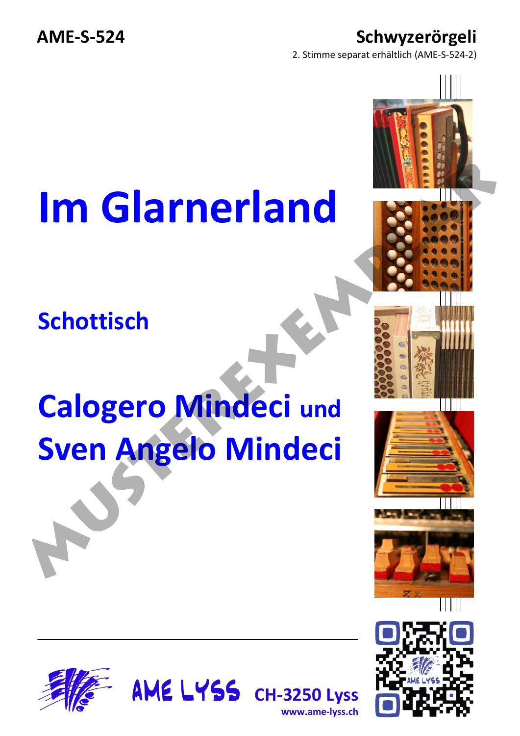AME-S-524

**Schwyzerörgeli**

2. Stimme separat erhältlich (AME-S-524-2)

# Im Glarnerland

## Schottisch

## Calogero Mindeci und Sven Angelo Mindeci

MUSTEREXEMPLAR

AME LYSS **CH-3250 Lyss**

**www.ame-lyss.ch**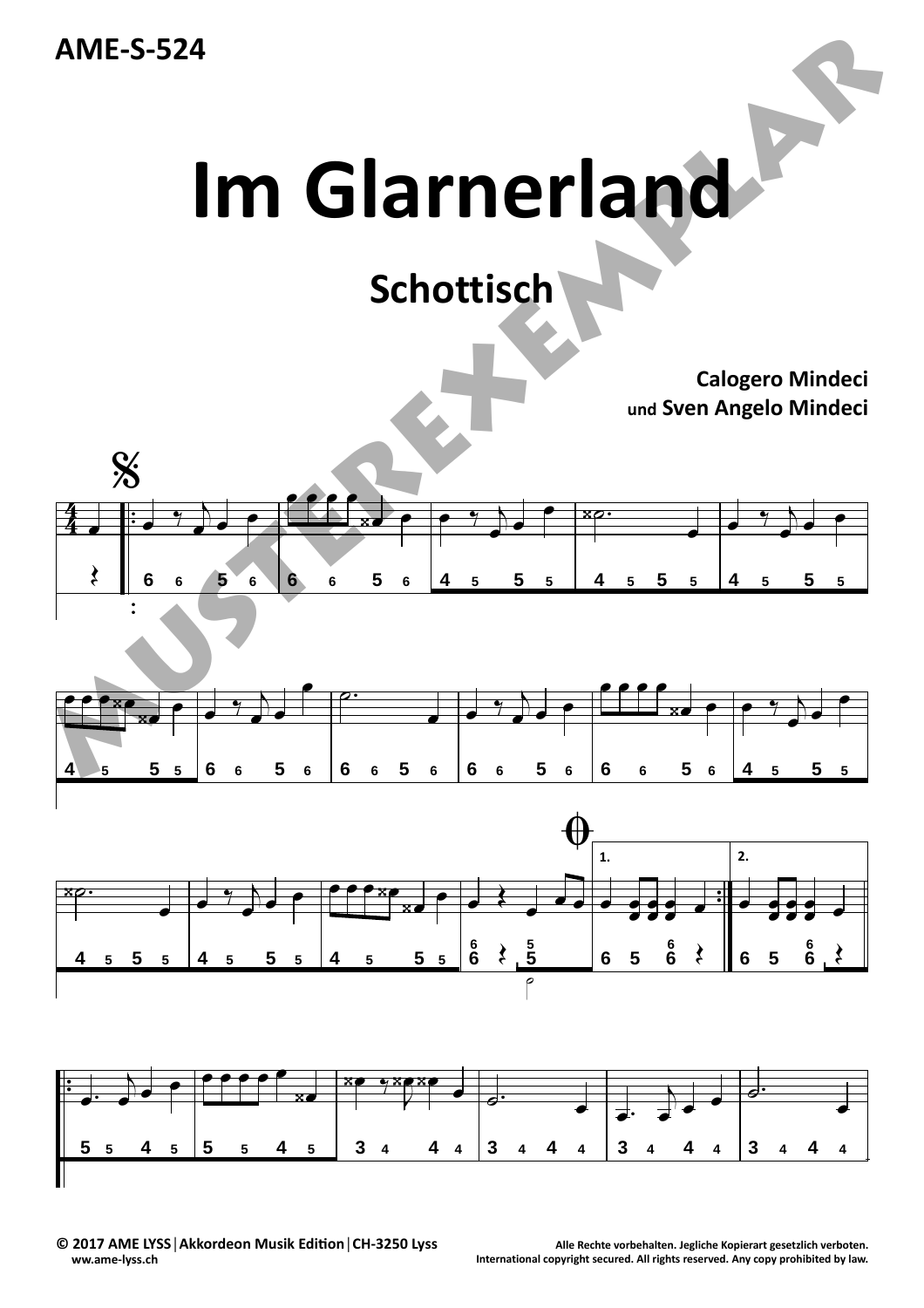AME-S-524

# Im Glarnerland

## Schottisch

**Calogero Mindeci**
**und Sven Angelo Mindeci**

© 2017 AME LYSS | Akkordeon Musik Edition | CH-3250 Lyss
www.ame-lyss.ch

Alle Rechte vorbehalten. Jegliche Kopierart gesetzlich verboten.
International copyright secured. All rights reserved. Any copy prohibited by law.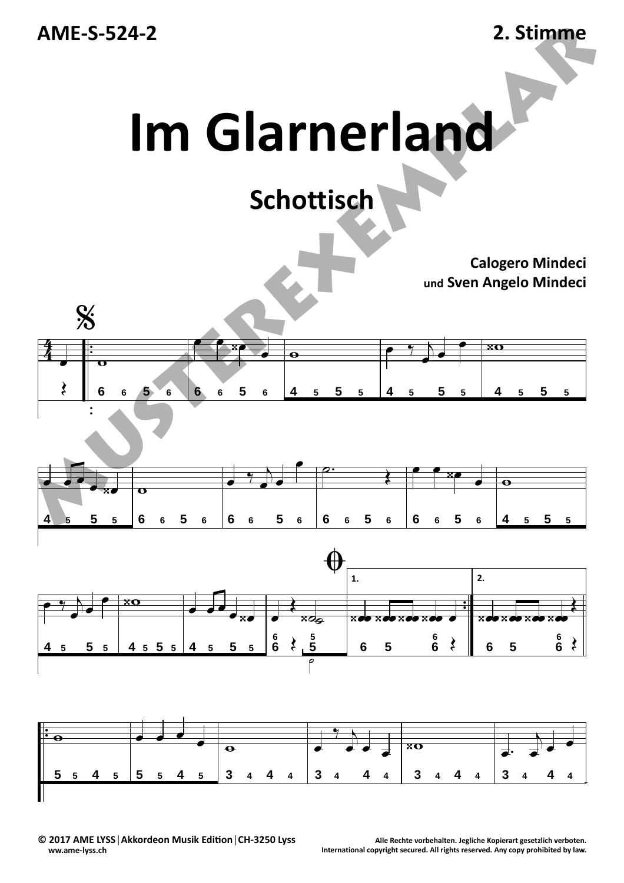AME-S-524-2

2. Stimme

# Im Glarnerland

## Schottisch

**Calogero Mindeci**
**und Sven Angelo Mindeci**

MUSTEREXEMPLAR

© 2017 AME LYSS | Akkordeon Musik Edition | CH-3250 Lyss
www.ame-lyss.ch

Alle Rechte vorbehalten. Jegliche Kopierart gesetzlich verboten.
International copyright secured. All rights reserved. Any copy prohibited by law.